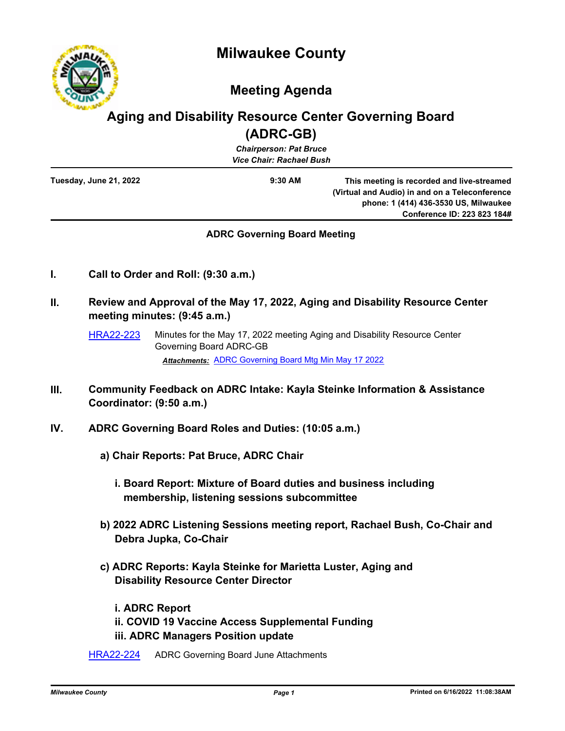# Milwaukee County

## Meeting Agenda

## Aging and Disability Resource Center Governing Board (ADRC-GB)

***Chairperson: Pat Bruce***
***Vice Chair: Rachael Bush***

**Tuesday, June 21, 2022** | **9:30 AM** | **This meeting is recorded and live-streamed (Virtual and Audio) in and on a Teleconference phone: 1 (414) 436-3530 US, Milwaukee Conference ID: 223 823 184#**

**ADRC Governing Board Meeting**

**I. Call to Order and Roll: (9:30 a.m.)**

**II. Review and Approval of the May 17, 2022, Aging and Disability Resource Center meeting minutes: (9:45 a.m.)**

HRA22-223 Minutes for the May 17, 2022 meeting Aging and Disability Resource Center Governing Board ADRC-GB

***Attachments:*** ADRC Governing Board Mtg Min May 17 2022

**III. Community Feedback on ADRC Intake: Kayla Steinke Information & Assistance Coordinator: (9:50 a.m.)**

**IV. ADRC Governing Board Roles and Duties: (10:05 a.m.)**

**a) Chair Reports: Pat Bruce, ADRC Chair**

**i. Board Report: Mixture of Board duties and business including membership, listening sessions subcommittee**

**b) 2022 ADRC Listening Sessions meeting report, Rachael Bush, Co-Chair and Debra Jupka, Co-Chair**

**c) ADRC Reports: Kayla Steinke for Marietta Luster, Aging and Disability Resource Center Director**

**i. ADRC Report**
**ii. COVID 19 Vaccine Access Supplemental Funding**
**iii. ADRC Managers Position update**

HRA22-224 ADRC Governing Board June Attachments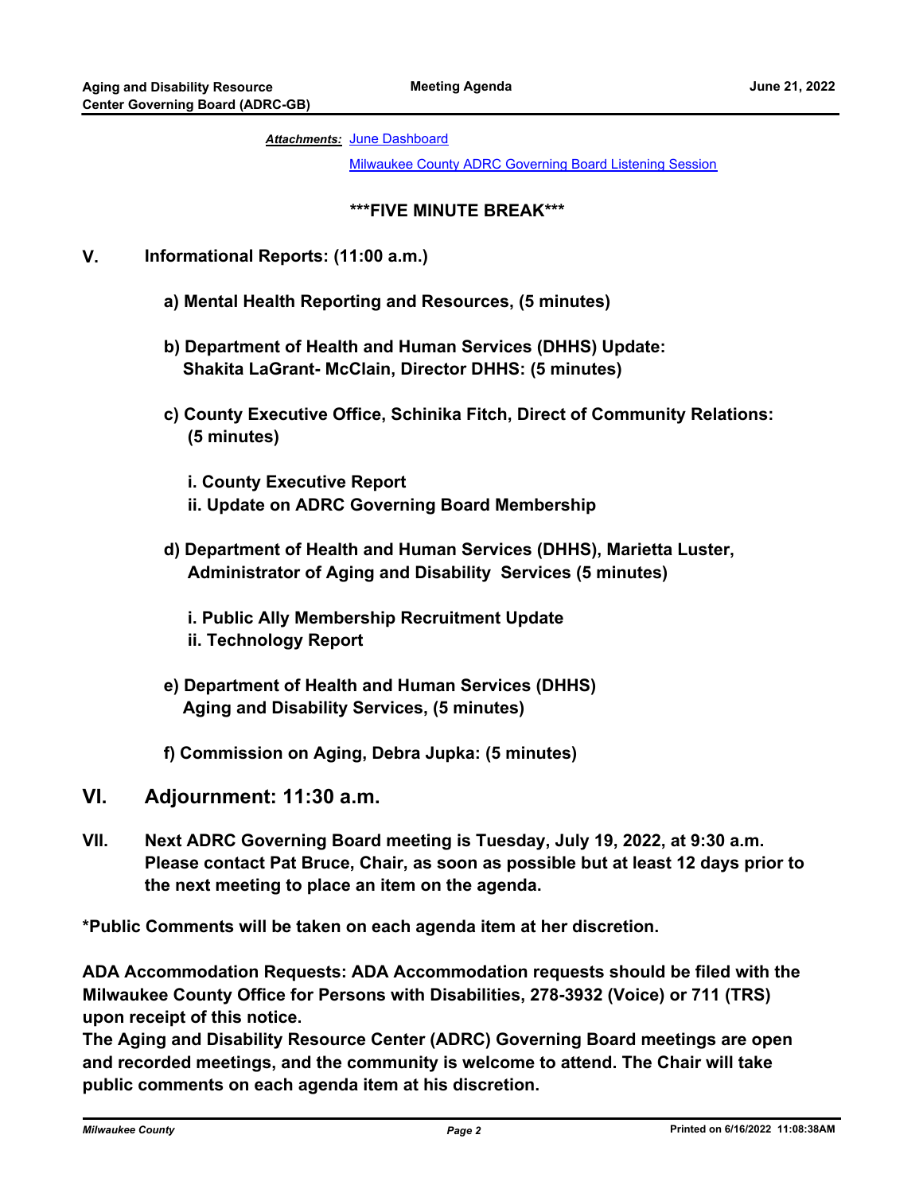***Attachments:*** June Dashboard

Milwaukee County ADRC Governing Board Listening Session

**\*\*\*FIVE MINUTE BREAK\*\*\***

## V. Informational Reports: (11:00 a.m.)

**a) Mental Health Reporting and Resources, (5 minutes)**

**b) Department of Health and Human Services (DHHS) Update: Shakita LaGrant- McClain, Director DHHS: (5 minutes)**

**c) County Executive Office, Schinika Fitch, Direct of Community Relations: (5 minutes)**

**i. County Executive Report**
**ii. Update on ADRC Governing Board Membership**

**d) Department of Health and Human Services (DHHS), Marietta Luster, Administrator of Aging and Disability Services (5 minutes)**

**i. Public Ally Membership Recruitment Update**
**ii. Technology Report**

**e) Department of Health and Human Services (DHHS) Aging and Disability Services, (5 minutes)**

**f) Commission on Aging, Debra Jupka: (5 minutes)**

## VI. Adjournment: 11:30 a.m.

**VII. Next ADRC Governing Board meeting is Tuesday, July 19, 2022, at 9:30 a.m. Please contact Pat Bruce, Chair, as soon as possible but at least 12 days prior to the next meeting to place an item on the agenda.**

**\*Public Comments will be taken on each agenda item at her discretion.**

**ADA Accommodation Requests: ADA Accommodation requests should be filed with the Milwaukee County Office for Persons with Disabilities, 278-3932 (Voice) or 711 (TRS) upon receipt of this notice.**

**The Aging and Disability Resource Center (ADRC) Governing Board meetings are open and recorded meetings, and the community is welcome to attend. The Chair will take public comments on each agenda item at his discretion.**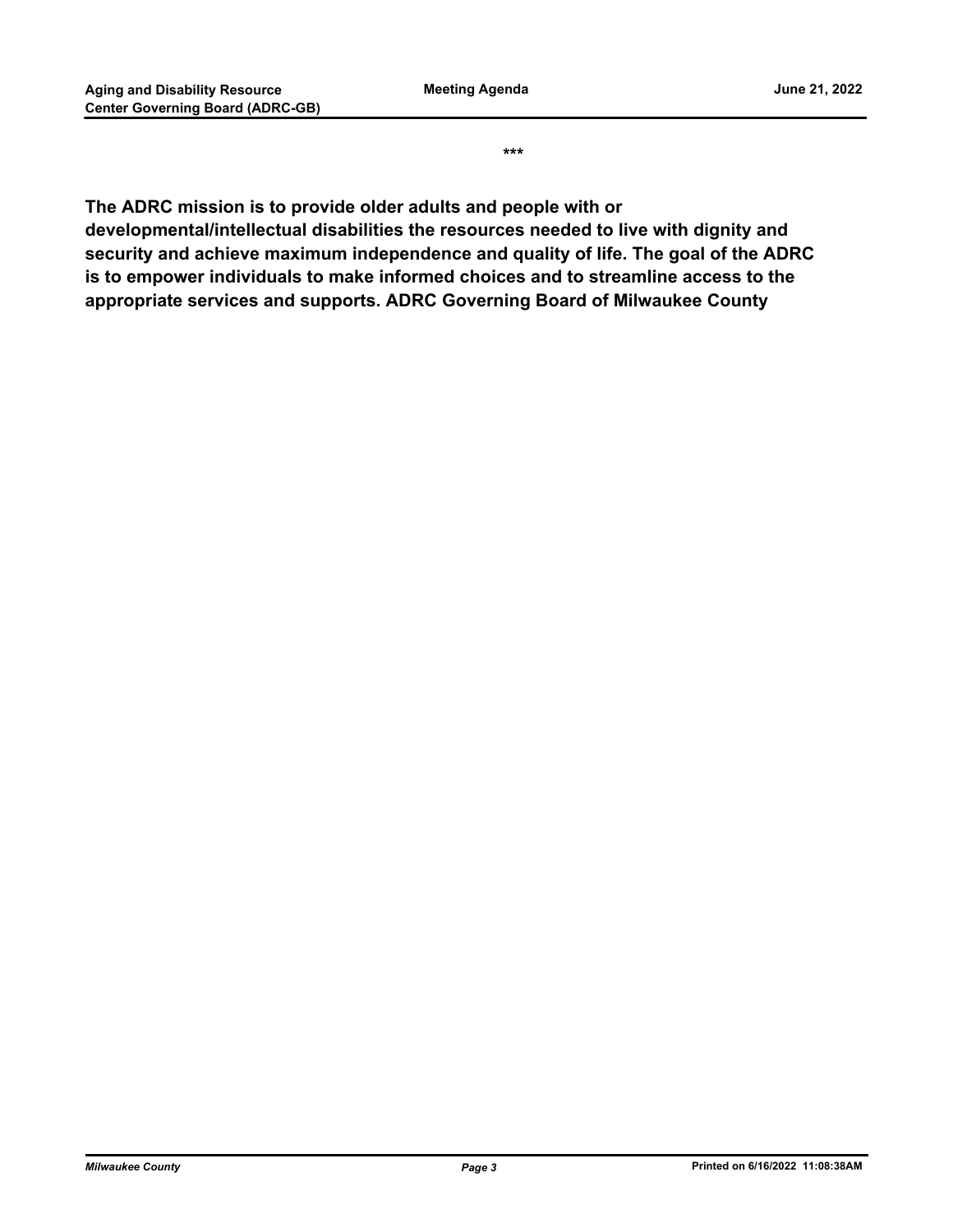***

**The ADRC mission is to provide older adults and people with or developmental/intellectual disabilities the resources needed to live with dignity and security and achieve maximum independence and quality of life. The goal of the ADRC is to empower individuals to make informed choices and to streamline access to the appropriate services and supports. ADRC Governing Board of Milwaukee County**